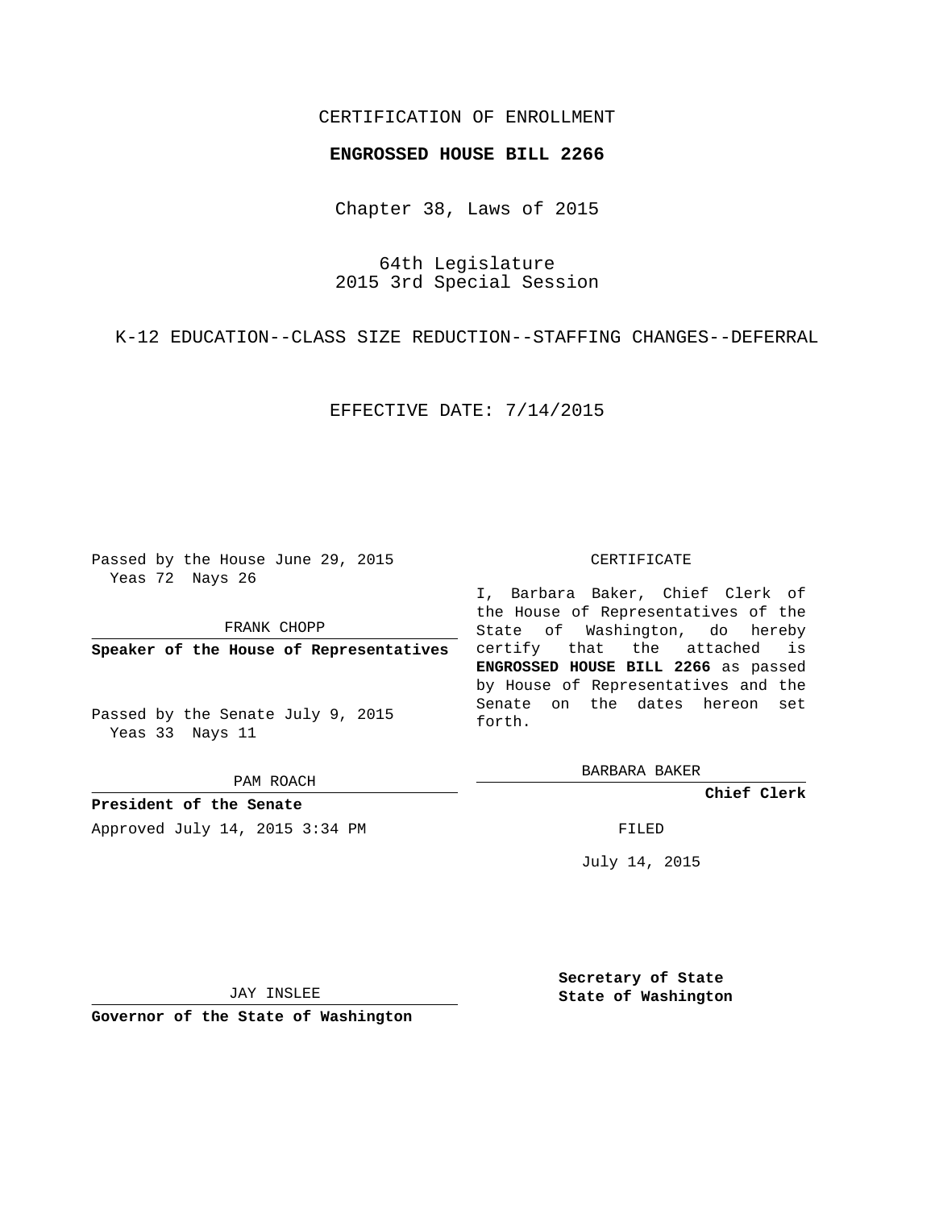CERTIFICATION OF ENROLLMENT

**ENGROSSED HOUSE BILL 2266**

Chapter 38, Laws of 2015

64th Legislature
2015 3rd Special Session

K-12 EDUCATION--CLASS SIZE REDUCTION--STAFFING CHANGES--DEFERRAL

EFFECTIVE DATE: 7/14/2015

Passed by the House June 29, 2015
Yeas 72 Nays 26

FRANK CHOPP

**Speaker of the House of Representatives**

Passed by the Senate July 9, 2015
Yeas 33 Nays 11

PAM ROACH

**President of the Senate**

Approved July 14, 2015 3:34 PM

JAY INSLEE

**Governor of the State of Washington**

CERTIFICATE

I, Barbara Baker, Chief Clerk of the House of Representatives of the State of Washington, do hereby certify that the attached is **ENGROSSED HOUSE BILL 2266** as passed by House of Representatives and the Senate on the dates hereon set forth.

BARBARA BAKER

**Chief Clerk**

FILED

July 14, 2015

**Secretary of State**
**State of Washington**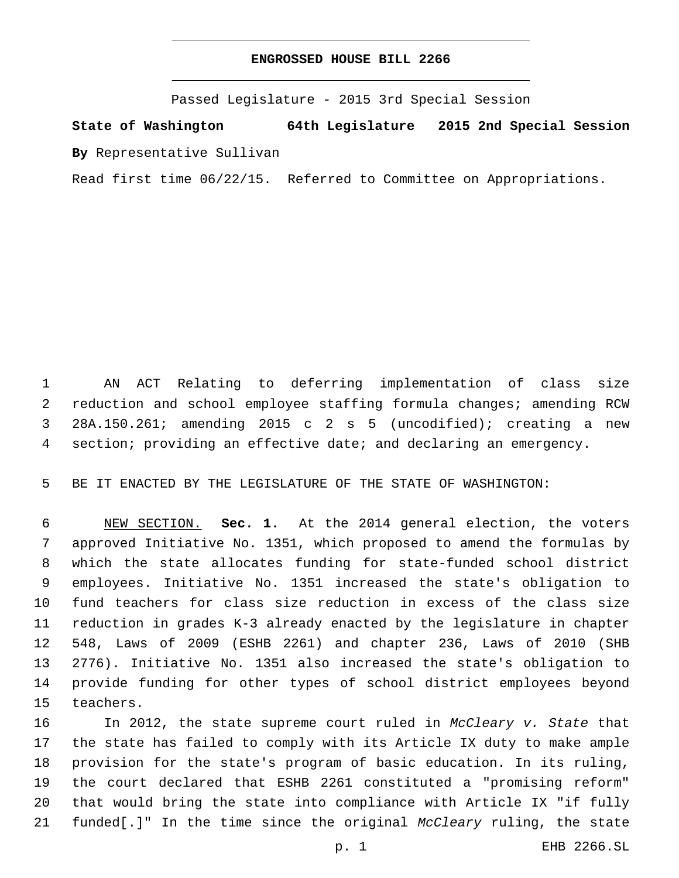**ENGROSSED HOUSE BILL 2266**

Passed Legislature - 2015 3rd Special Session

**State of Washington 64th Legislature 2015 2nd Special Session**

**By** Representative Sullivan

Read first time 06/22/15. Referred to Committee on Appropriations.

AN ACT Relating to deferring implementation of class size reduction and school employee staffing formula changes; amending RCW 28A.150.261; amending 2015 c 2 s 5 (uncodified); creating a new section; providing an effective date; and declaring an emergency.

BE IT ENACTED BY THE LEGISLATURE OF THE STATE OF WASHINGTON:

NEW SECTION. **Sec. 1.** At the 2014 general election, the voters approved Initiative No. 1351, which proposed to amend the formulas by which the state allocates funding for state-funded school district employees. Initiative No. 1351 increased the state's obligation to fund teachers for class size reduction in excess of the class size reduction in grades K-3 already enacted by the legislature in chapter 548, Laws of 2009 (ESHB 2261) and chapter 236, Laws of 2010 (SHB 2776). Initiative No. 1351 also increased the state's obligation to provide funding for other types of school district employees beyond teachers.

In 2012, the state supreme court ruled in *McCleary v. State* that the state has failed to comply with its Article IX duty to make ample provision for the state's program of basic education. In its ruling, the court declared that ESHB 2261 constituted a "promising reform" that would bring the state into compliance with Article IX "if fully funded[.]" In the time since the original *McCleary* ruling, the state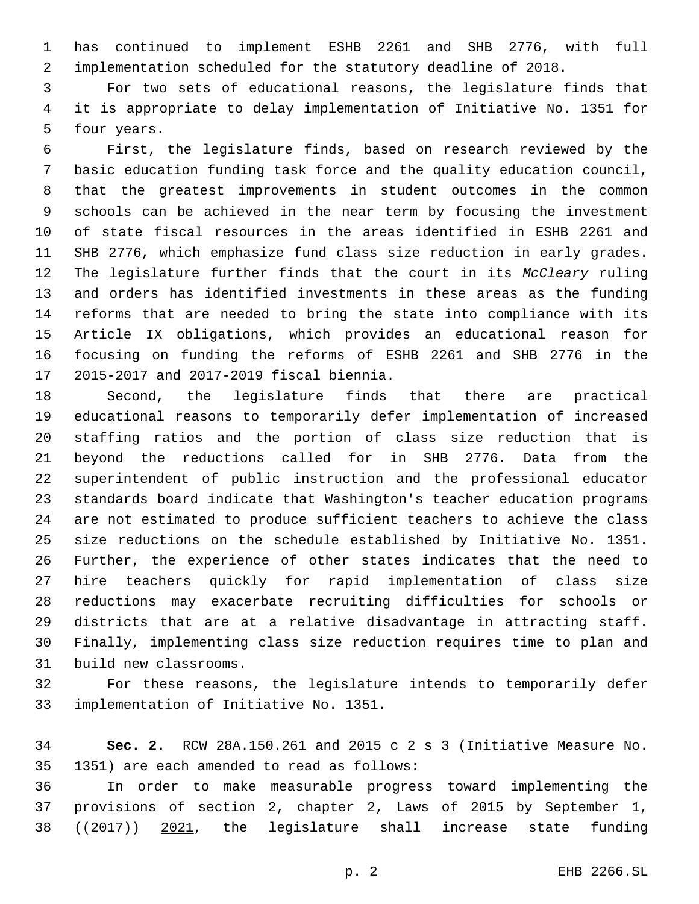has continued to implement ESHB 2261 and SHB 2776, with full implementation scheduled for the statutory deadline of 2018.

For two sets of educational reasons, the legislature finds that it is appropriate to delay implementation of Initiative No. 1351 for four years.

First, the legislature finds, based on research reviewed by the basic education funding task force and the quality education council, that the greatest improvements in student outcomes in the common schools can be achieved in the near term by focusing the investment of state fiscal resources in the areas identified in ESHB 2261 and SHB 2776, which emphasize fund class size reduction in early grades. The legislature further finds that the court in its *McCleary* ruling and orders has identified investments in these areas as the funding reforms that are needed to bring the state into compliance with its Article IX obligations, which provides an educational reason for focusing on funding the reforms of ESHB 2261 and SHB 2776 in the 2015-2017 and 2017-2019 fiscal biennia.

Second, the legislature finds that there are practical educational reasons to temporarily defer implementation of increased staffing ratios and the portion of class size reduction that is beyond the reductions called for in SHB 2776. Data from the superintendent of public instruction and the professional educator standards board indicate that Washington's teacher education programs are not estimated to produce sufficient teachers to achieve the class size reductions on the schedule established by Initiative No. 1351. Further, the experience of other states indicates that the need to hire teachers quickly for rapid implementation of class size reductions may exacerbate recruiting difficulties for schools or districts that are at a relative disadvantage in attracting staff. Finally, implementing class size reduction requires time to plan and build new classrooms.

For these reasons, the legislature intends to temporarily defer implementation of Initiative No. 1351.

**Sec. 2.** RCW 28A.150.261 and 2015 c 2 s 3 (Initiative Measure No. 1351) are each amended to read as follows:

In order to make measurable progress toward implementing the provisions of section 2, chapter 2, Laws of 2015 by September 1, ((~~2017~~)) <u>2021</u>, the legislature shall increase state funding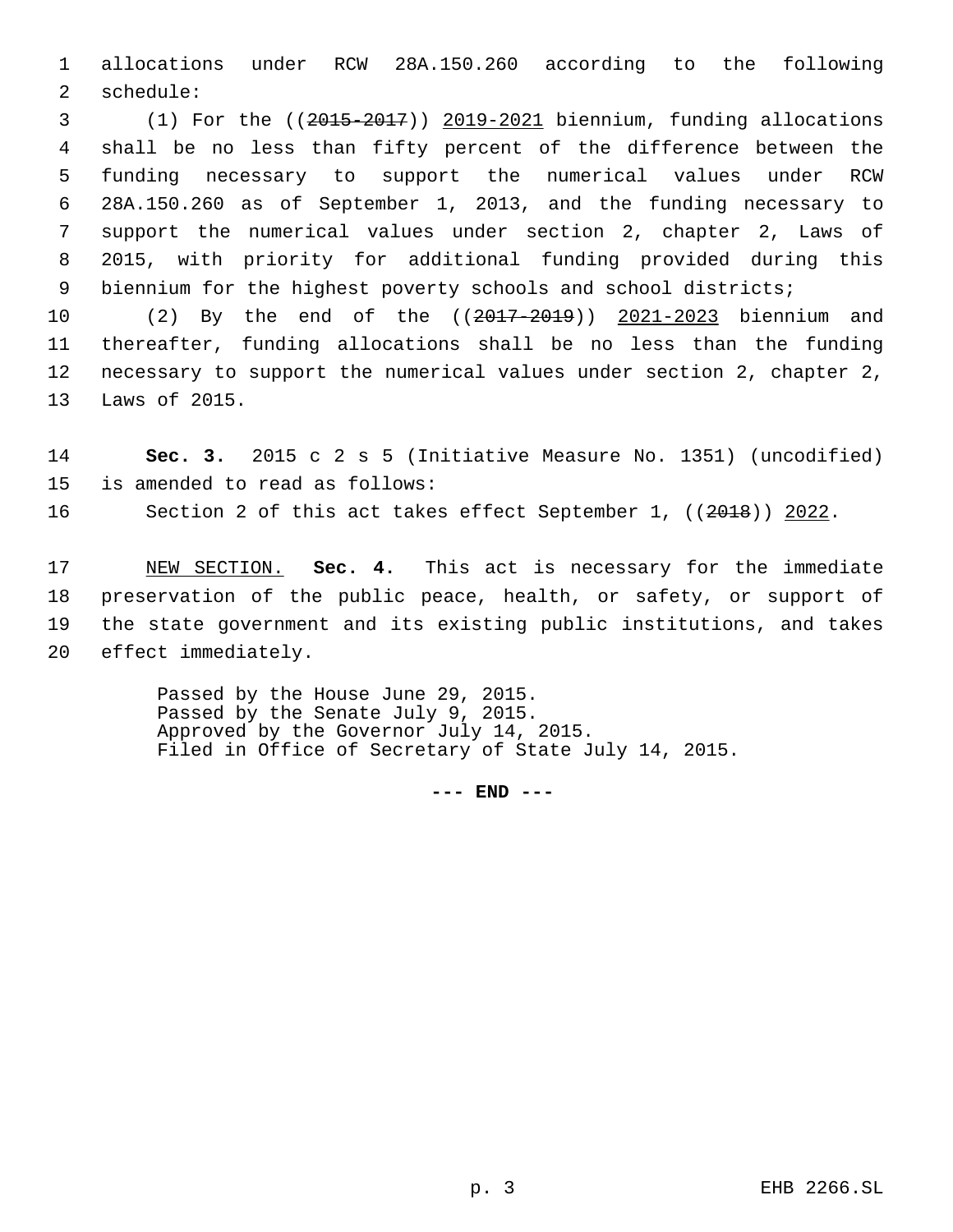allocations under RCW 28A.150.260 according to the following schedule:

(1) For the ((~~2015-2017~~)) <u>2019-2021</u> biennium, funding allocations shall be no less than fifty percent of the difference between the funding necessary to support the numerical values under RCW 28A.150.260 as of September 1, 2013, and the funding necessary to support the numerical values under section 2, chapter 2, Laws of 2015, with priority for additional funding provided during this biennium for the highest poverty schools and school districts;

(2) By the end of the ((~~2017-2019~~)) <u>2021-2023</u> biennium and thereafter, funding allocations shall be no less than the funding necessary to support the numerical values under section 2, chapter 2, Laws of 2015.

**Sec. 3.** 2015 c 2 s 5 (Initiative Measure No. 1351) (uncodified) is amended to read as follows:

Section 2 of this act takes effect September 1, ((~~2018~~)) <u>2022</u>.

<u>NEW SECTION.</u> **Sec. 4.** This act is necessary for the immediate preservation of the public peace, health, or safety, or support of the state government and its existing public institutions, and takes effect immediately.

Passed by the House June 29, 2015.
Passed by the Senate July 9, 2015.
Approved by the Governor July 14, 2015.
Filed in Office of Secretary of State July 14, 2015.

**--- END ---**